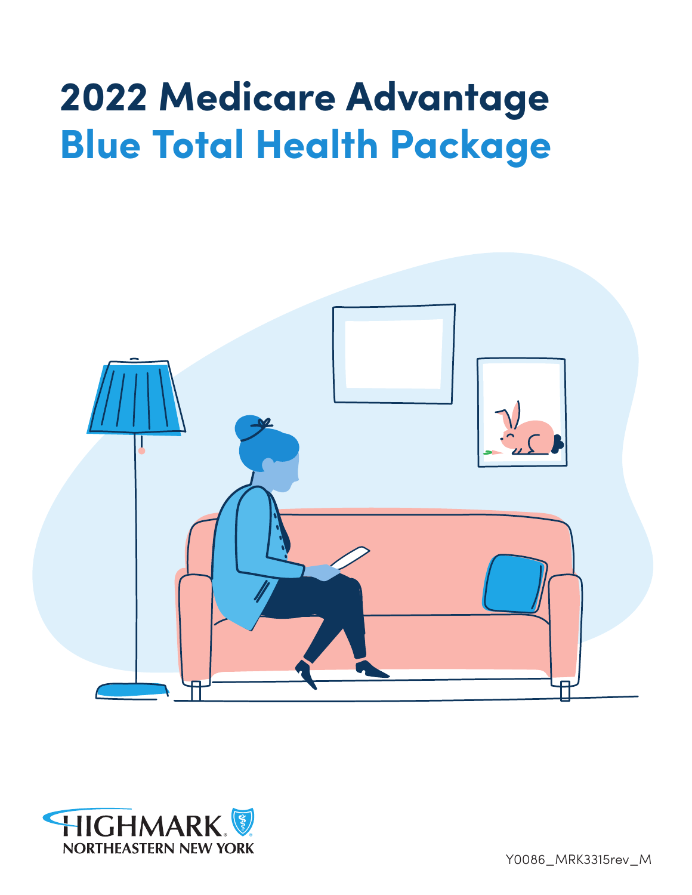# 2022 Medicare Advantage
# Blue Total Health Package

HIGHMARK NORTHEASTERN NEW YORK

Y0086_MRK3315rev_M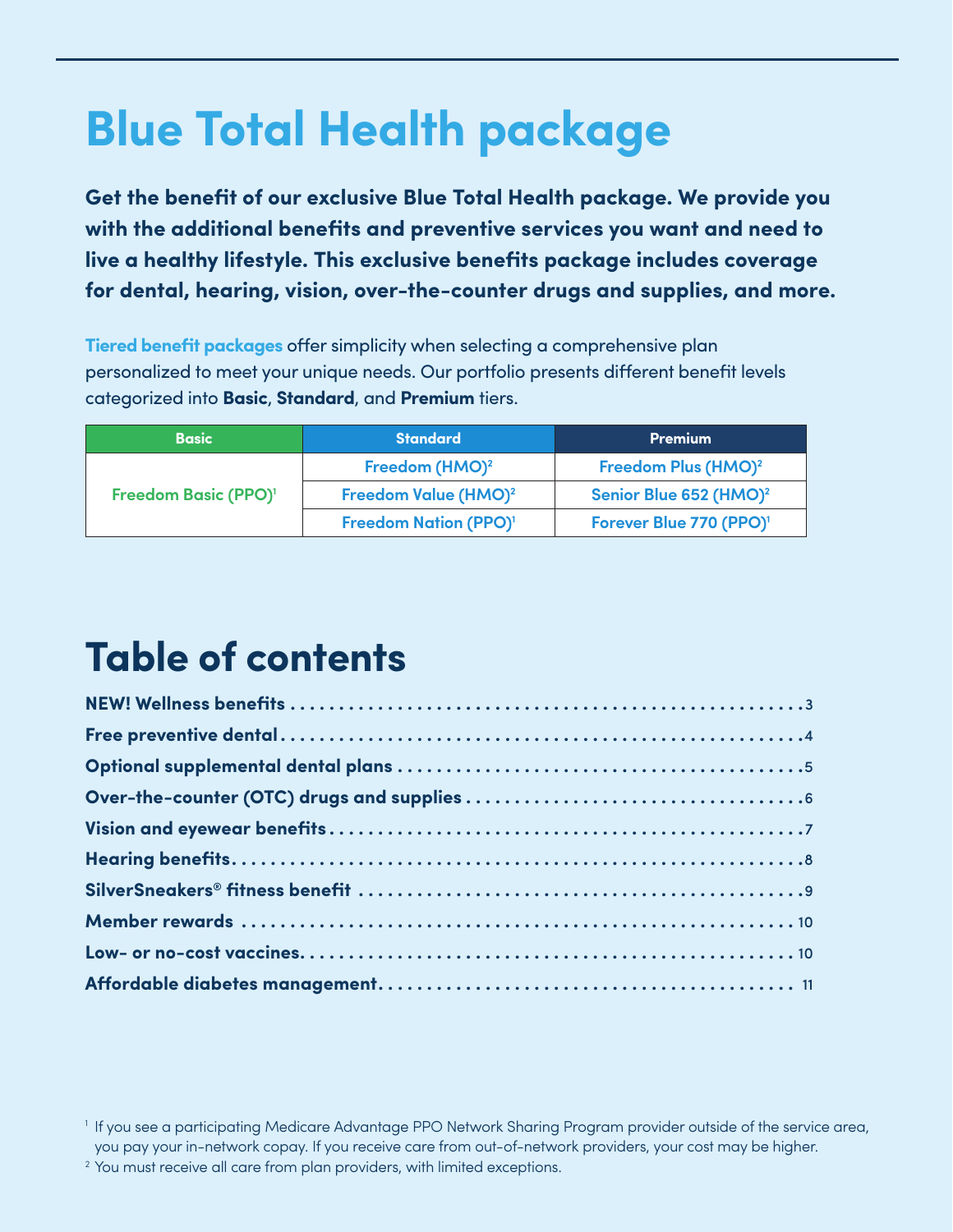# Blue Total Health package

**Get the benefit of our exclusive Blue Total Health package. We provide you with the additional benefits and preventive services you want and need to live a healthy lifestyle. This exclusive benefits package includes coverage for dental, hearing, vision, over-the-counter drugs and supplies, and more.**

**Tiered benefit packages** offer simplicity when selecting a comprehensive plan personalized to meet your unique needs. Our portfolio presents different benefit levels categorized into **Basic**, **Standard**, and **Premium** tiers.

| Basic | Standard | Premium |
|---|---|---|
| Freedom Basic (PPO)[1] | Freedom (HMO)[2] | Freedom Plus (HMO)[2] |
| | Freedom Value (HMO)[2] | Senior Blue 652 (HMO)[2] |
| | Freedom Nation (PPO)[1] | Forever Blue 770 (PPO)[1] |

# Table of contents

- **NEW! Wellness benefits** ... 3
- **Free preventive dental** ... 4
- **Optional supplemental dental plans** ... 5
- **Over-the-counter (OTC) drugs and supplies** ... 6
- **Vision and eyewear benefits** ... 7
- **Hearing benefits** ... 8
- **SilverSneakers® fitness benefit** ... 9
- **Member rewards** ... 10
- **Low- or no-cost vaccines** ... 10
- **Affordable diabetes management** ... 11

[1] If you see a participating Medicare Advantage PPO Network Sharing Program provider outside of the service area, you pay your in-network copay. If you receive care from out-of-network providers, your cost may be higher.

[2] You must receive all care from plan providers, with limited exceptions.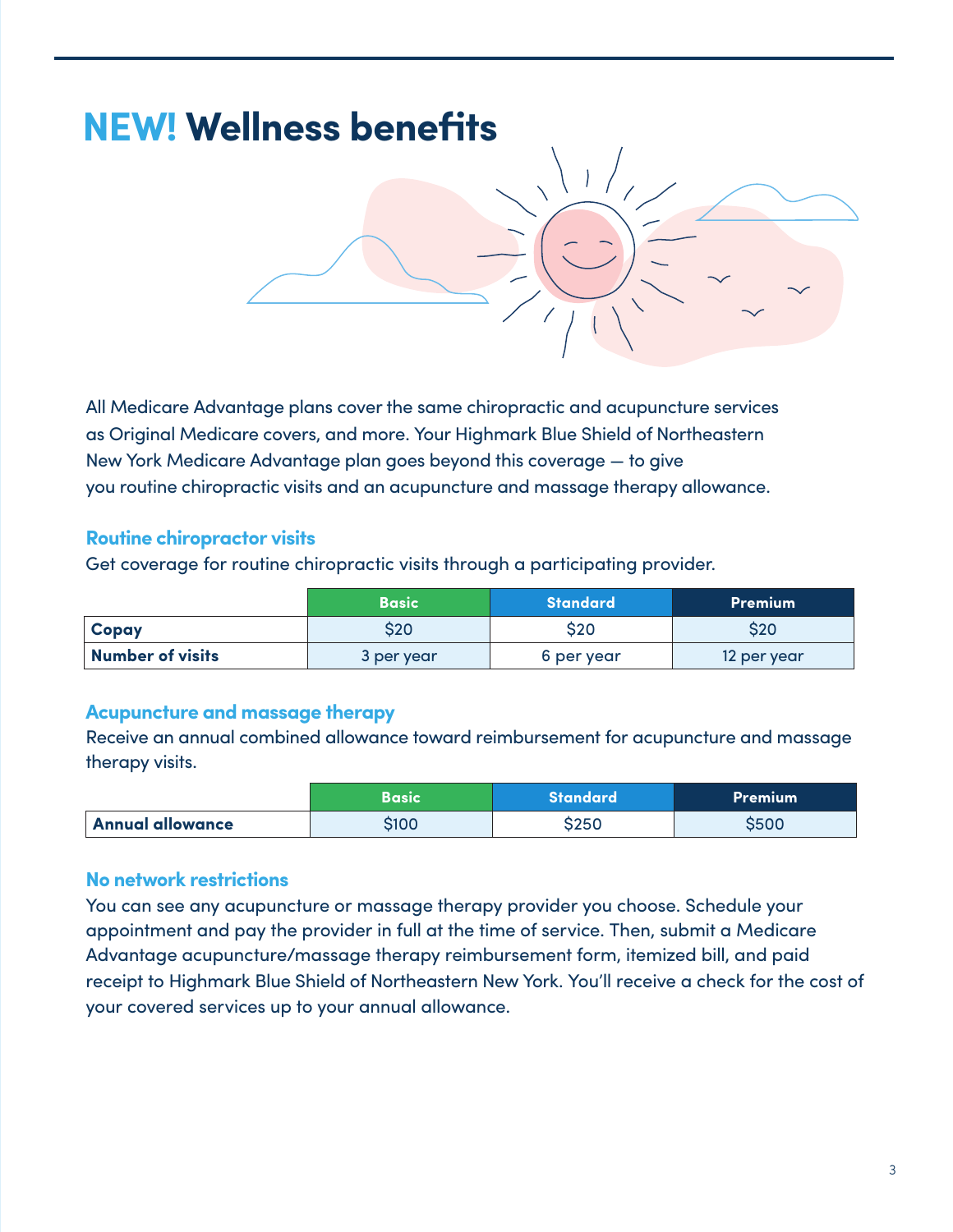# NEW! Wellness benefits

All Medicare Advantage plans cover the same chiropractic and acupuncture services as Original Medicare covers, and more. Your Highmark Blue Shield of Northeastern New York Medicare Advantage plan goes beyond this coverage — to give you routine chiropractic visits and an acupuncture and massage therapy allowance.

### Routine chiropractor visits

Get coverage for routine chiropractic visits through a participating provider.

| | Basic | Standard | Premium |
|---|---|---|---|
| **Copay** | $20 | $20 | $20 |
| **Number of visits** | 3 per year | 6 per year | 12 per year |

### Acupuncture and massage therapy

Receive an annual combined allowance toward reimbursement for acupuncture and massage therapy visits.

| | Basic | Standard | Premium |
|---|---|---|---|
| **Annual allowance** | $100 | $250 | $500 |

### No network restrictions

You can see any acupuncture or massage therapy provider you choose. Schedule your appointment and pay the provider in full at the time of service. Then, submit a Medicare Advantage acupuncture/massage therapy reimbursement form, itemized bill, and paid receipt to Highmark Blue Shield of Northeastern New York. You'll receive a check for the cost of your covered services up to your annual allowance.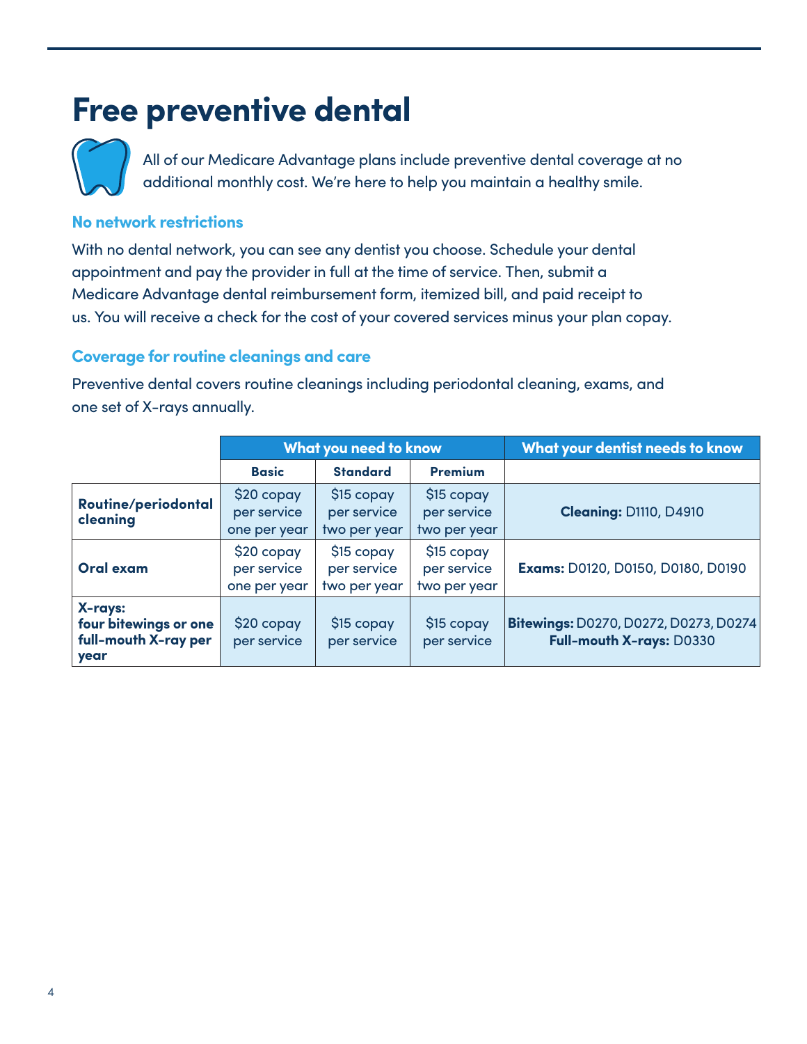# Free preventive dental

All of our Medicare Advantage plans include preventive dental coverage at no additional monthly cost. We're here to help you maintain a healthy smile.

### No network restrictions

With no dental network, you can see any dentist you choose. Schedule your dental appointment and pay the provider in full at the time of service. Then, submit a Medicare Advantage dental reimbursement form, itemized bill, and paid receipt to us. You will receive a check for the cost of your covered services minus your plan copay.

### Coverage for routine cleanings and care

Preventive dental covers routine cleanings including periodontal cleaning, exams, and one set of X-rays annually.

| | What you need to know | | | What your dentist needs to know |
|---|---|---|---|---|
| | **Basic** | **Standard** | **Premium** | |
| **Routine/periodontal cleaning** | $20 copay per service one per year | $15 copay per service two per year | $15 copay per service two per year | **Cleaning:** D1110, D4910 |
| **Oral exam** | $20 copay per service one per year | $15 copay per service two per year | $15 copay per service two per year | **Exams:** D0120, D0150, D0180, D0190 |
| **X-rays: four bitewings or one full-mouth X-ray per year** | $20 copay per service | $15 copay per service | $15 copay per service | **Bitewings:** D0270, D0272, D0273, D0274 **Full-mouth X-rays:** D0330 |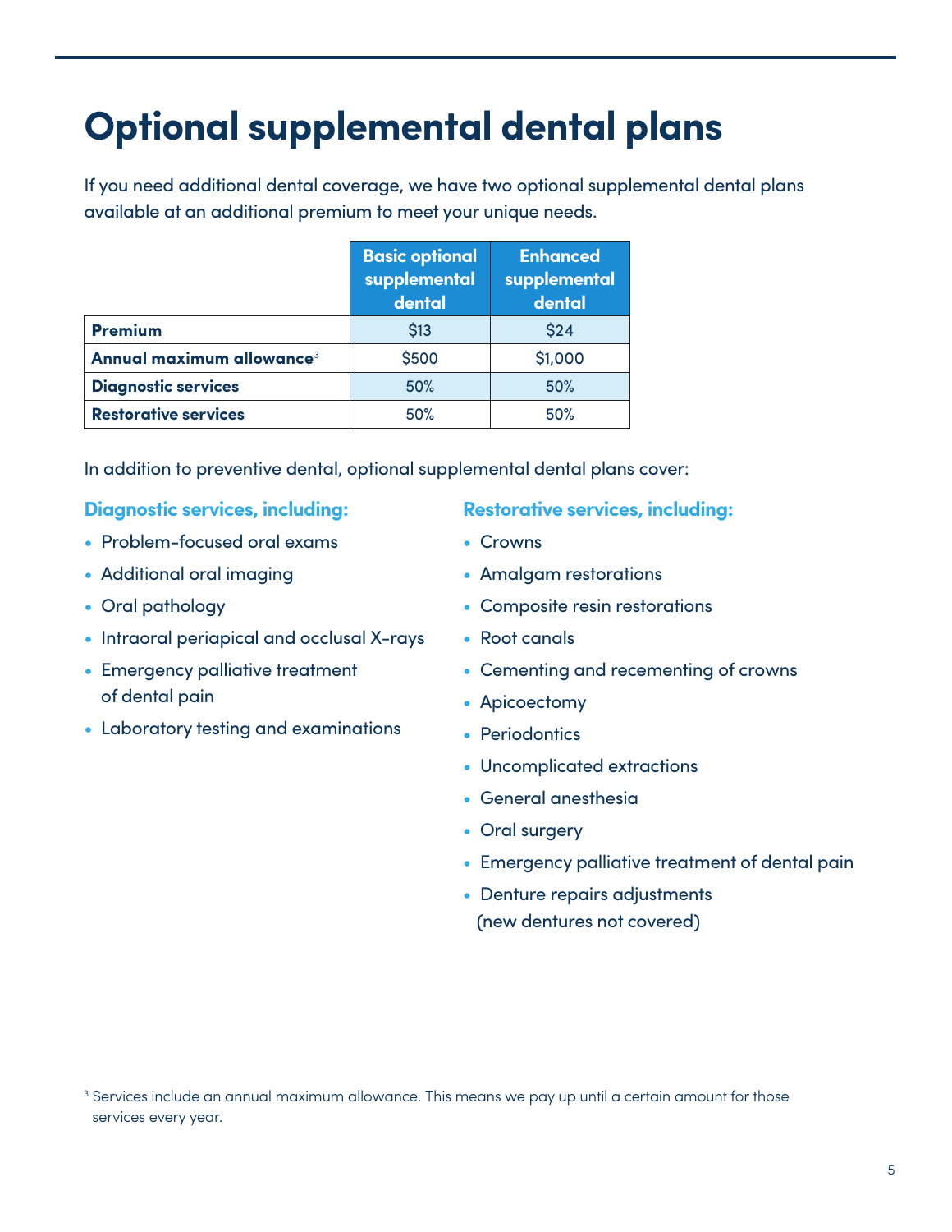# Optional supplemental dental plans

If you need additional dental coverage, we have two optional supplemental dental plans available at an additional premium to meet your unique needs.

| | Basic optional supplemental dental | Enhanced supplemental dental |
|---|---|---|
| **Premium** | $13 | $24 |
| **Annual maximum allowance**[3] | $500 | $1,000 |
| **Diagnostic services** | 50% | 50% |
| **Restorative services** | 50% | 50% |

In addition to preventive dental, optional supplemental dental plans cover:

### Diagnostic services, including:

- Problem-focused oral exams
- Additional oral imaging
- Oral pathology
- Intraoral periapical and occlusal X-rays
- Emergency palliative treatment of dental pain
- Laboratory testing and examinations

### Restorative services, including:

- Crowns
- Amalgam restorations
- Composite resin restorations
- Root canals
- Cementing and recementing of crowns
- Apicoectomy
- Periodontics
- Uncomplicated extractions
- General anesthesia
- Oral surgery
- Emergency palliative treatment of dental pain
- Denture repairs adjustments (new dentures not covered)

[3] Services include an annual maximum allowance. This means we pay up until a certain amount for those services every year.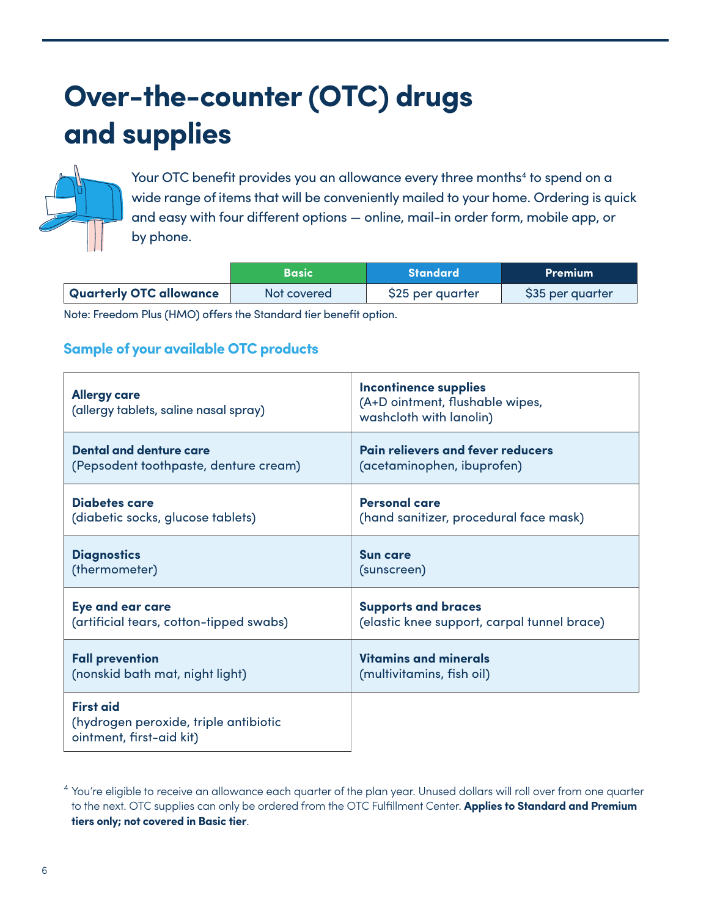# Over-the-counter (OTC) drugs and supplies

Your OTC benefit provides you an allowance every three months[4] to spend on a wide range of items that will be conveniently mailed to your home. Ordering is quick and easy with four different options — online, mail-in order form, mobile app, or by phone.

| | Basic | Standard | Premium |
|---|---|---|---|
| **Quarterly OTC allowance** | Not covered | $25 per quarter | $35 per quarter |

Note: Freedom Plus (HMO) offers the Standard tier benefit option.

### Sample of your available OTC products

| | |
|---|---|
| **Allergy care** (allergy tablets, saline nasal spray) | **Incontinence supplies** (A+D ointment, flushable wipes, washcloth with lanolin) |
| **Dental and denture care** (Pepsodent toothpaste, denture cream) | **Pain relievers and fever reducers** (acetaminophen, ibuprofen) |
| **Diabetes care** (diabetic socks, glucose tablets) | **Personal care** (hand sanitizer, procedural face mask) |
| **Diagnostics** (thermometer) | **Sun care** (sunscreen) |
| **Eye and ear care** (artificial tears, cotton-tipped swabs) | **Supports and braces** (elastic knee support, carpal tunnel brace) |
| **Fall prevention** (nonskid bath mat, night light) | **Vitamins and minerals** (multivitamins, fish oil) |
| **First aid** (hydrogen peroxide, triple antibiotic ointment, first-aid kit) | |

[4] You're eligible to receive an allowance each quarter of the plan year. Unused dollars will roll over from one quarter to the next. OTC supplies can only be ordered from the OTC Fulfillment Center. **Applies to Standard and Premium tiers only; not covered in Basic tier**.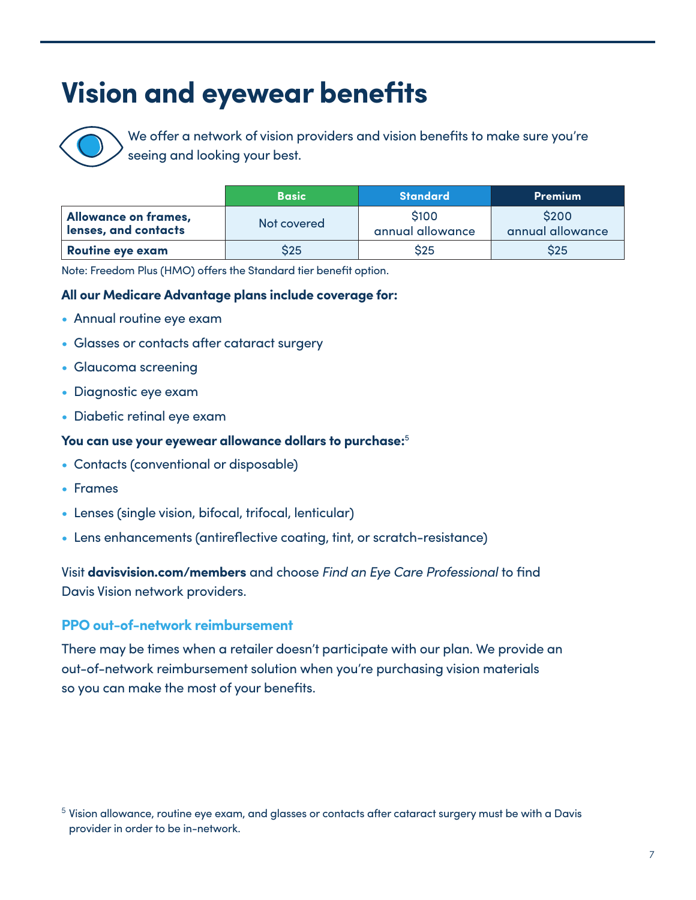# Vision and eyewear benefits

We offer a network of vision providers and vision benefits to make sure you're seeing and looking your best.

| | Basic | Standard | Premium |
|---|---|---|---|
| **Allowance on frames, lenses, and contacts** | Not covered | $100 annual allowance | $200 annual allowance |
| **Routine eye exam** | $25 | $25 | $25 |

Note: Freedom Plus (HMO) offers the Standard tier benefit option.

**All our Medicare Advantage plans include coverage for:**

- Annual routine eye exam
- Glasses or contacts after cataract surgery
- Glaucoma screening
- Diagnostic eye exam
- Diabetic retinal eye exam

**You can use your eyewear allowance dollars to purchase:**[5]

- Contacts (conventional or disposable)
- Frames
- Lenses (single vision, bifocal, trifocal, lenticular)
- Lens enhancements (antireflective coating, tint, or scratch-resistance)

Visit **davisvision.com/members** and choose *Find an Eye Care Professional* to find Davis Vision network providers.

### PPO out-of-network reimbursement

There may be times when a retailer doesn't participate with our plan. We provide an out-of-network reimbursement solution when you're purchasing vision materials so you can make the most of your benefits.

[5] Vision allowance, routine eye exam, and glasses or contacts after cataract surgery must be with a Davis provider in order to be in-network.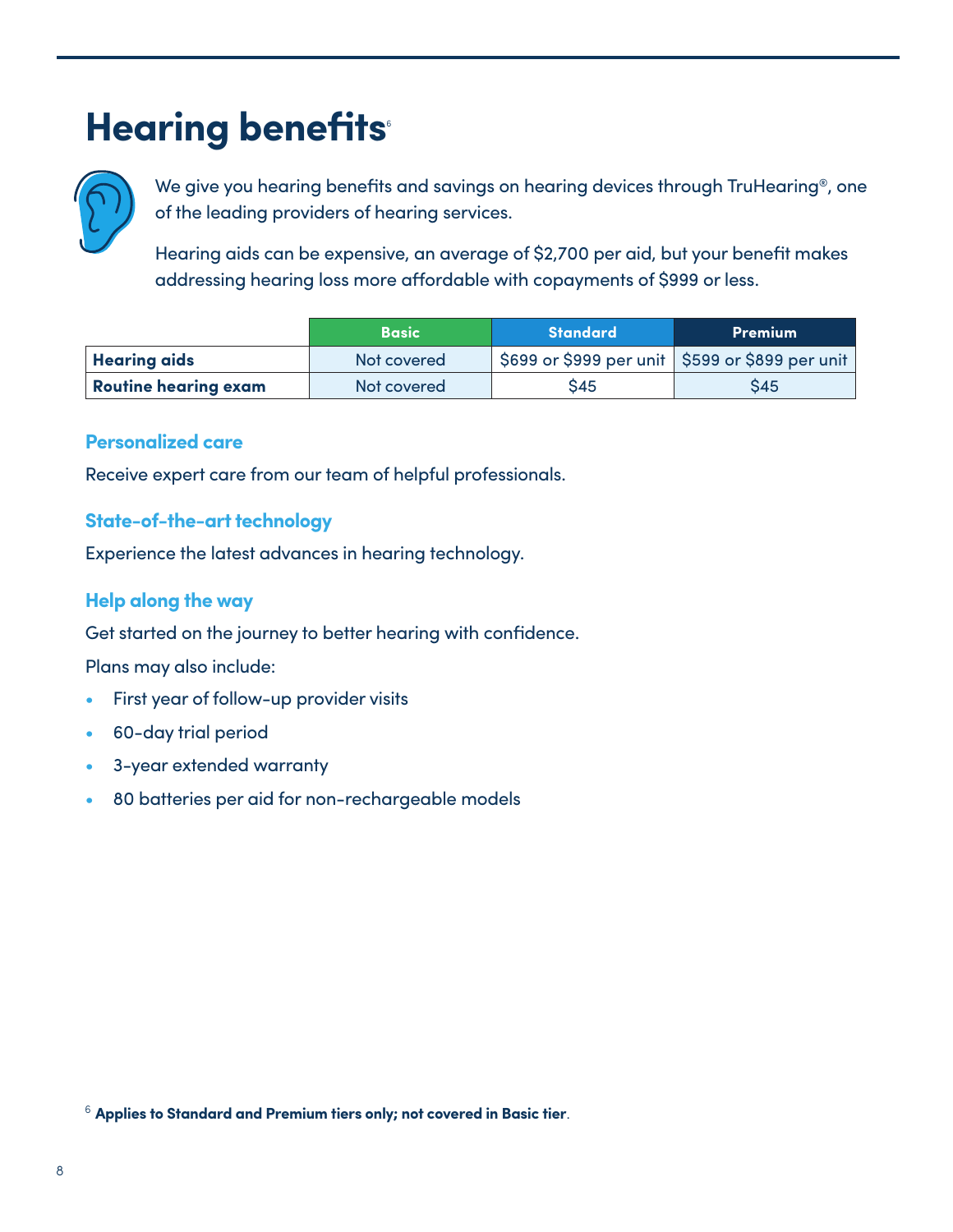# Hearing benefits[6]

We give you hearing benefits and savings on hearing devices through TruHearing®, one of the leading providers of hearing services.

Hearing aids can be expensive, an average of $2,700 per aid, but your benefit makes addressing hearing loss more affordable with copayments of $999 or less.

| | Basic | Standard | Premium |
|---|---|---|---|
| **Hearing aids** | Not covered | $699 or $999 per unit | $599 or $899 per unit |
| **Routine hearing exam** | Not covered | $45 | $45 |

### Personalized care

Receive expert care from our team of helpful professionals.

### State-of-the-art technology

Experience the latest advances in hearing technology.

### Help along the way

Get started on the journey to better hearing with confidence.

Plans may also include:

- First year of follow-up provider visits
- 60-day trial period
- 3-year extended warranty
- 80 batteries per aid for non-rechargeable models

[6] **Applies to Standard and Premium tiers only; not covered in Basic tier**.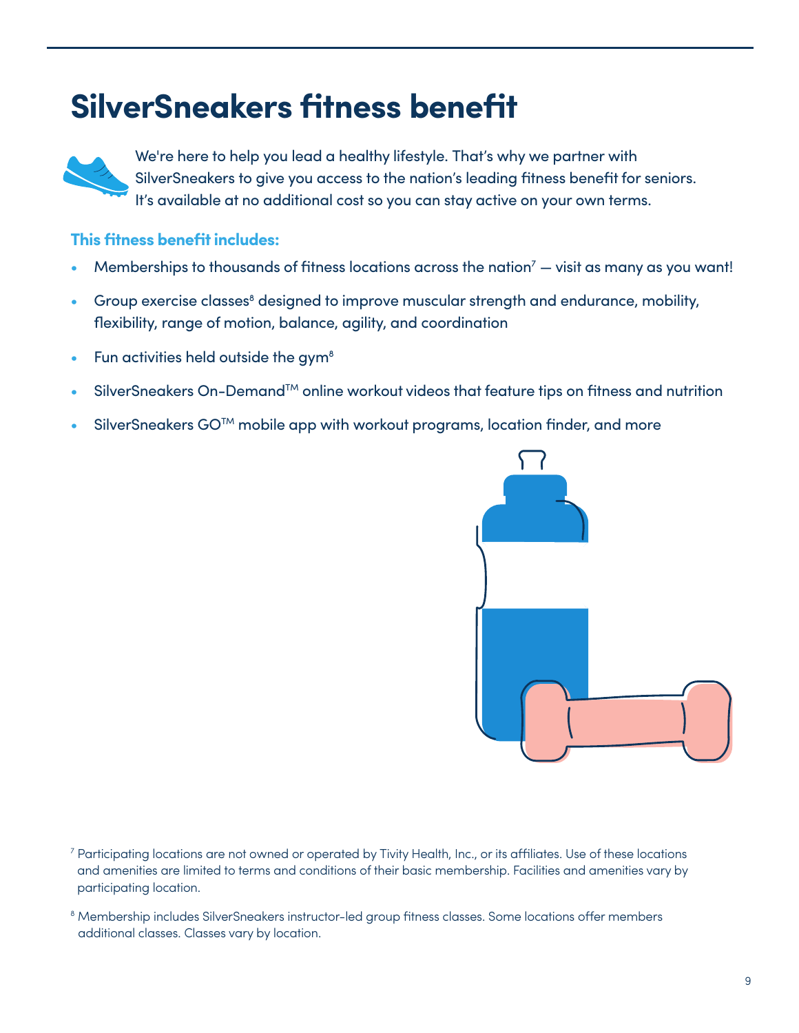# SilverSneakers fitness benefit

We're here to help you lead a healthy lifestyle. That's why we partner with SilverSneakers to give you access to the nation's leading fitness benefit for seniors. It's available at no additional cost so you can stay active on your own terms.

**This fitness benefit includes:**

- Memberships to thousands of fitness locations across the nation[7] — visit as many as you want!
- Group exercise classes[8] designed to improve muscular strength and endurance, mobility, flexibility, range of motion, balance, agility, and coordination
- Fun activities held outside the gym[8]
- SilverSneakers On-Demand™ online workout videos that feature tips on fitness and nutrition
- SilverSneakers GO™ mobile app with workout programs, location finder, and more

[7] Participating locations are not owned or operated by Tivity Health, Inc., or its affiliates. Use of these locations and amenities are limited to terms and conditions of their basic membership. Facilities and amenities vary by participating location.

[8] Membership includes SilverSneakers instructor-led group fitness classes. Some locations offer members additional classes. Classes vary by location.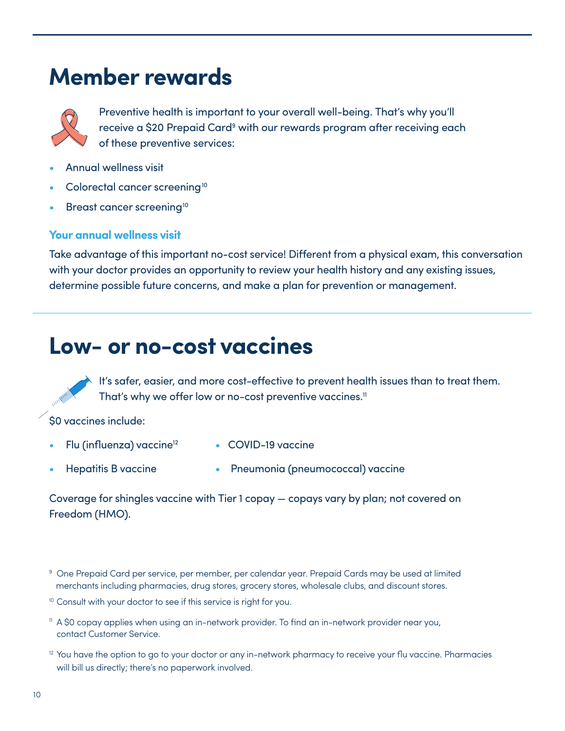# Member rewards

Preventive health is important to your overall well-being. That's why you'll receive a $20 Prepaid Card[9] with our rewards program after receiving each of these preventive services:

- Annual wellness visit
- Colorectal cancer screening[10]
- Breast cancer screening[10]

### Your annual wellness visit

Take advantage of this important no-cost service! Different from a physical exam, this conversation with your doctor provides an opportunity to review your health history and any existing issues, determine possible future concerns, and make a plan for prevention or management.

# Low- or no-cost vaccines

It's safer, easier, and more cost-effective to prevent health issues than to treat them. That's why we offer low or no-cost preventive vaccines.[11]

$0 vaccines include:

- Flu (influenza) vaccine[12]
- COVID-19 vaccine
- Hepatitis B vaccine
- Pneumonia (pneumococcal) vaccine

Coverage for shingles vaccine with Tier 1 copay — copays vary by plan; not covered on Freedom (HMO).

[9] One Prepaid Card per service, per member, per calendar year. Prepaid Cards may be used at limited merchants including pharmacies, drug stores, grocery stores, wholesale clubs, and discount stores.

[10] Consult with your doctor to see if this service is right for you.

[11] A $0 copay applies when using an in-network provider. To find an in-network provider near you, contact Customer Service.

[12] You have the option to go to your doctor or any in-network pharmacy to receive your flu vaccine. Pharmacies will bill us directly; there's no paperwork involved.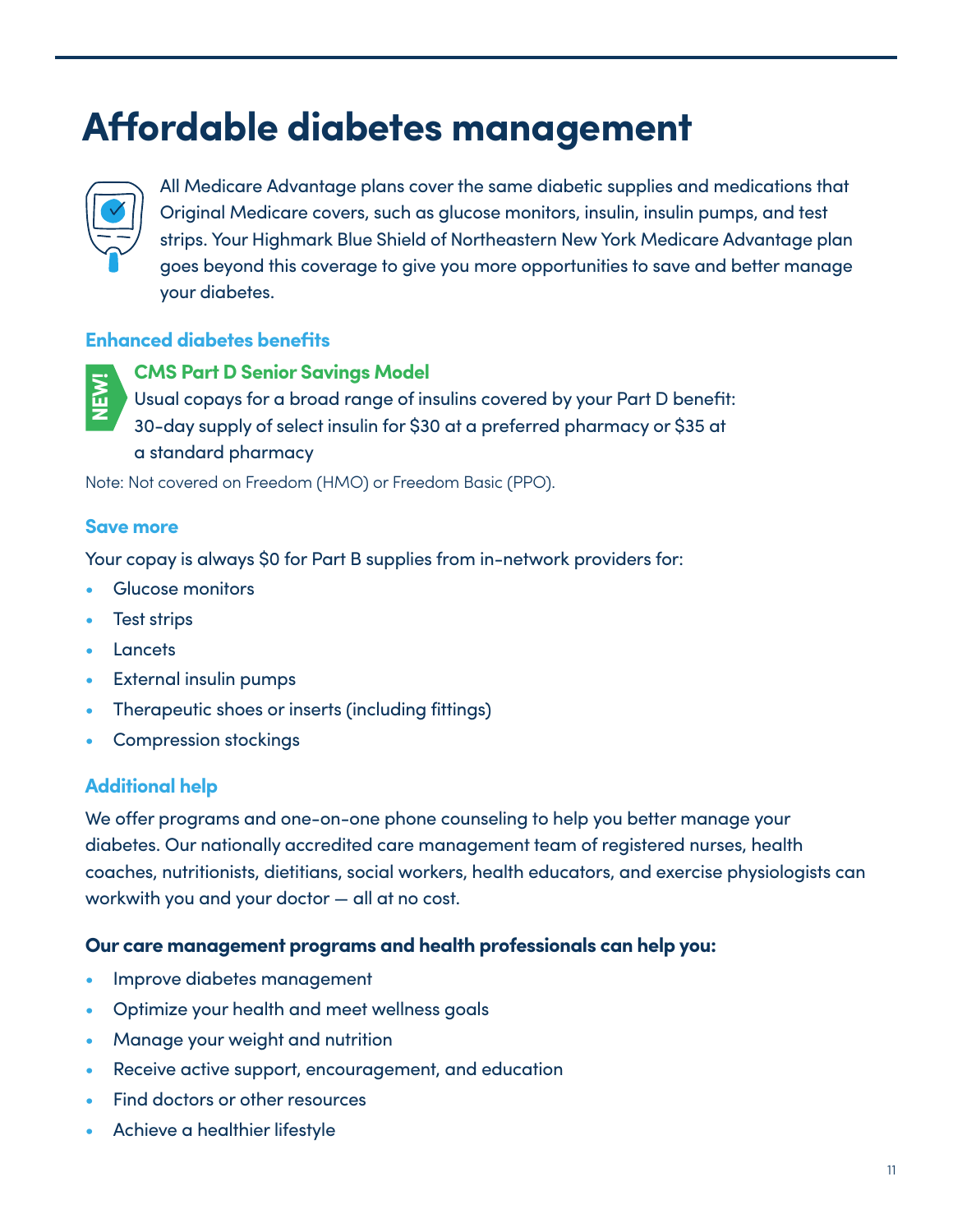# Affordable diabetes management

All Medicare Advantage plans cover the same diabetic supplies and medications that Original Medicare covers, such as glucose monitors, insulin, insulin pumps, and test strips. Your Highmark Blue Shield of Northeastern New York Medicare Advantage plan goes beyond this coverage to give you more opportunities to save and better manage your diabetes.

### Enhanced diabetes benefits

NEW!

**CMS Part D Senior Savings Model**

Usual copays for a broad range of insulins covered by your Part D benefit: 30-day supply of select insulin for $30 at a preferred pharmacy or $35 at a standard pharmacy

Note: Not covered on Freedom (HMO) or Freedom Basic (PPO).

### Save more

Your copay is always $0 for Part B supplies from in-network providers for:

- Glucose monitors
- Test strips
- Lancets
- External insulin pumps
- Therapeutic shoes or inserts (including fittings)
- Compression stockings

### Additional help

We offer programs and one-on-one phone counseling to help you better manage your diabetes. Our nationally accredited care management team of registered nurses, health coaches, nutritionists, dietitians, social workers, health educators, and exercise physiologists can workwith you and your doctor — all at no cost.

**Our care management programs and health professionals can help you:**

- Improve diabetes management
- Optimize your health and meet wellness goals
- Manage your weight and nutrition
- Receive active support, encouragement, and education
- Find doctors or other resources
- Achieve a healthier lifestyle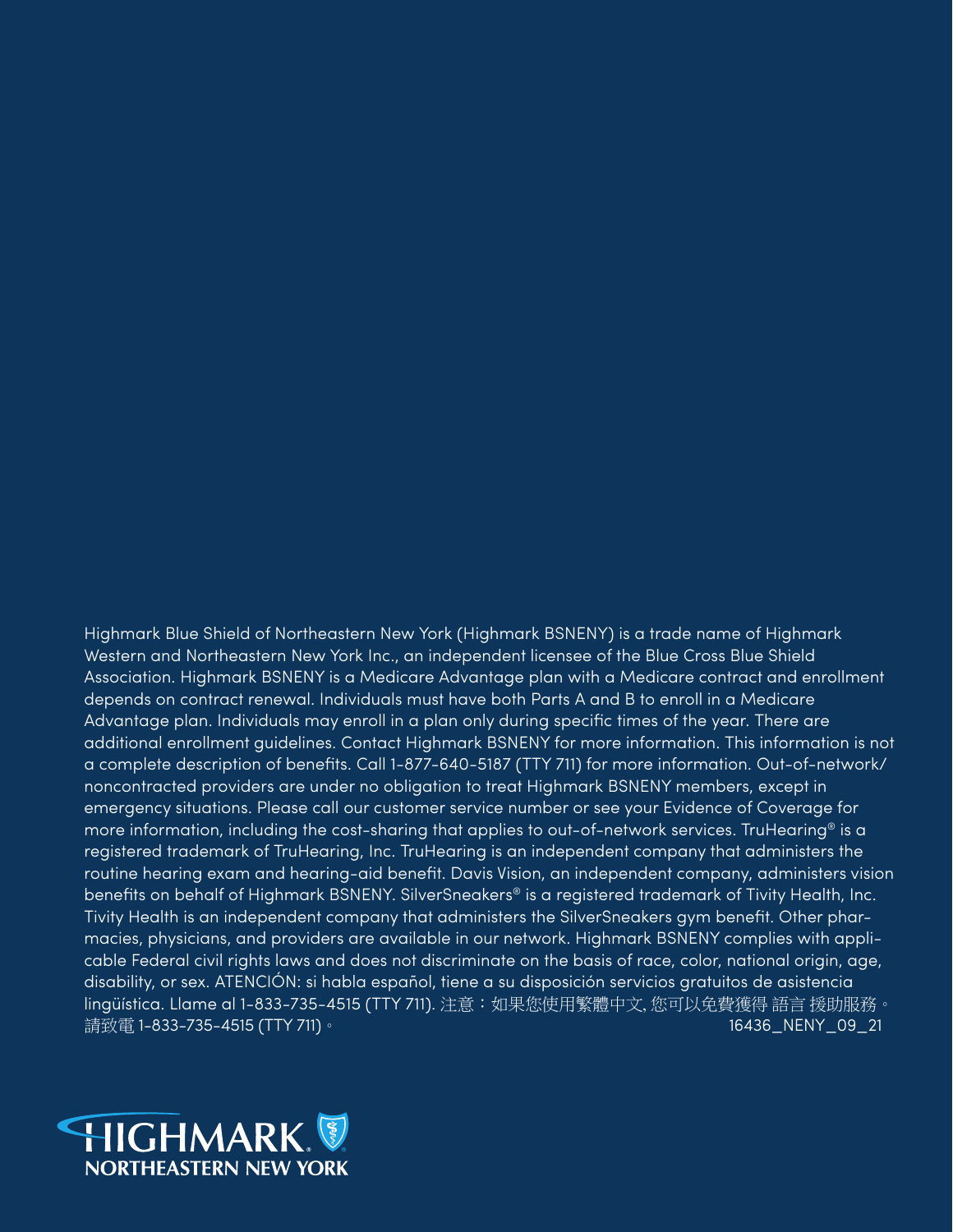Highmark Blue Shield of Northeastern New York (Highmark BSNENY) is a trade name of Highmark Western and Northeastern New York Inc., an independent licensee of the Blue Cross Blue Shield Association. Highmark BSNENY is a Medicare Advantage plan with a Medicare contract and enrollment depends on contract renewal. Individuals must have both Parts A and B to enroll in a Medicare Advantage plan. Individuals may enroll in a plan only during specific times of the year. There are additional enrollment guidelines. Contact Highmark BSNENY for more information. This information is not a complete description of benefits. Call 1-877-640-5187 (TTY 711) for more information. Out-of-network/noncontracted providers are under no obligation to treat Highmark BSNENY members, except in emergency situations. Please call our customer service number or see your Evidence of Coverage for more information, including the cost-sharing that applies to out-of-network services. TruHearing® is a registered trademark of TruHearing, Inc. TruHearing is an independent company that administers the routine hearing exam and hearing-aid benefit. Davis Vision, an independent company, administers vision benefits on behalf of Highmark BSNENY. SilverSneakers® is a registered trademark of Tivity Health, Inc. Tivity Health is an independent company that administers the SilverSneakers gym benefit. Other pharmacies, physicians, and providers are available in our network. Highmark BSNENY complies with applicable Federal civil rights laws and does not discriminate on the basis of race, color, national origin, age, disability, or sex. ATENCIÓN: si habla español, tiene a su disposición servicios gratuitos de asistencia lingüística. Llame al 1-833-735-4515 (TTY 711). 注意：如果您使用繁體中文, 您可以免費獲得 語言 援助服務。請致電 1-833-735-4515 (TTY 711)。 16436_NENY_09_21

HIGHMARK
NORTHEASTERN NEW YORK